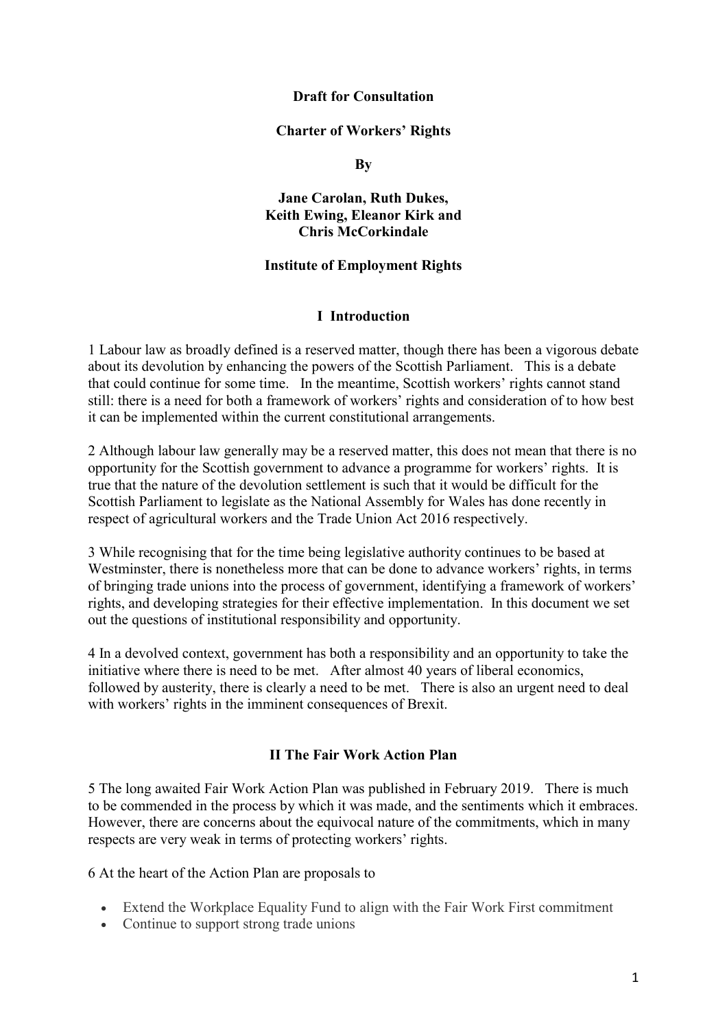**Draft for Consultation**

# Charter of Workers' Rights

**By**

**Jane Carolan, Ruth Dukes, Keith Ewing, Eleanor Kirk and Chris McCorkindale**

**Institute of Employment Rights**

## I Introduction

1 Labour law as broadly defined is a reserved matter, though there has been a vigorous debate about its devolution by enhancing the powers of the Scottish Parliament. This is a debate that could continue for some time. In the meantime, Scottish workers' rights cannot stand still: there is a need for both a framework of workers' rights and consideration of to how best it can be implemented within the current constitutional arrangements.

2 Although labour law generally may be a reserved matter, this does not mean that there is no opportunity for the Scottish government to advance a programme for workers' rights. It is true that the nature of the devolution settlement is such that it would be difficult for the Scottish Parliament to legislate as the National Assembly for Wales has done recently in respect of agricultural workers and the Trade Union Act 2016 respectively.

3 While recognising that for the time being legislative authority continues to be based at Westminster, there is nonetheless more that can be done to advance workers' rights, in terms of bringing trade unions into the process of government, identifying a framework of workers' rights, and developing strategies for their effective implementation. In this document we set out the questions of institutional responsibility and opportunity.

4 In a devolved context, government has both a responsibility and an opportunity to take the initiative where there is need to be met. After almost 40 years of liberal economics, followed by austerity, there is clearly a need to be met. There is also an urgent need to deal with workers' rights in the imminent consequences of Brexit.

## II The Fair Work Action Plan

5 The long awaited Fair Work Action Plan was published in February 2019. There is much to be commended in the process by which it was made, and the sentiments which it embraces. However, there are concerns about the equivocal nature of the commitments, which in many respects are very weak in terms of protecting workers' rights.

6 At the heart of the Action Plan are proposals to

- Extend the Workplace Equality Fund to align with the Fair Work First commitment
- Continue to support strong trade unions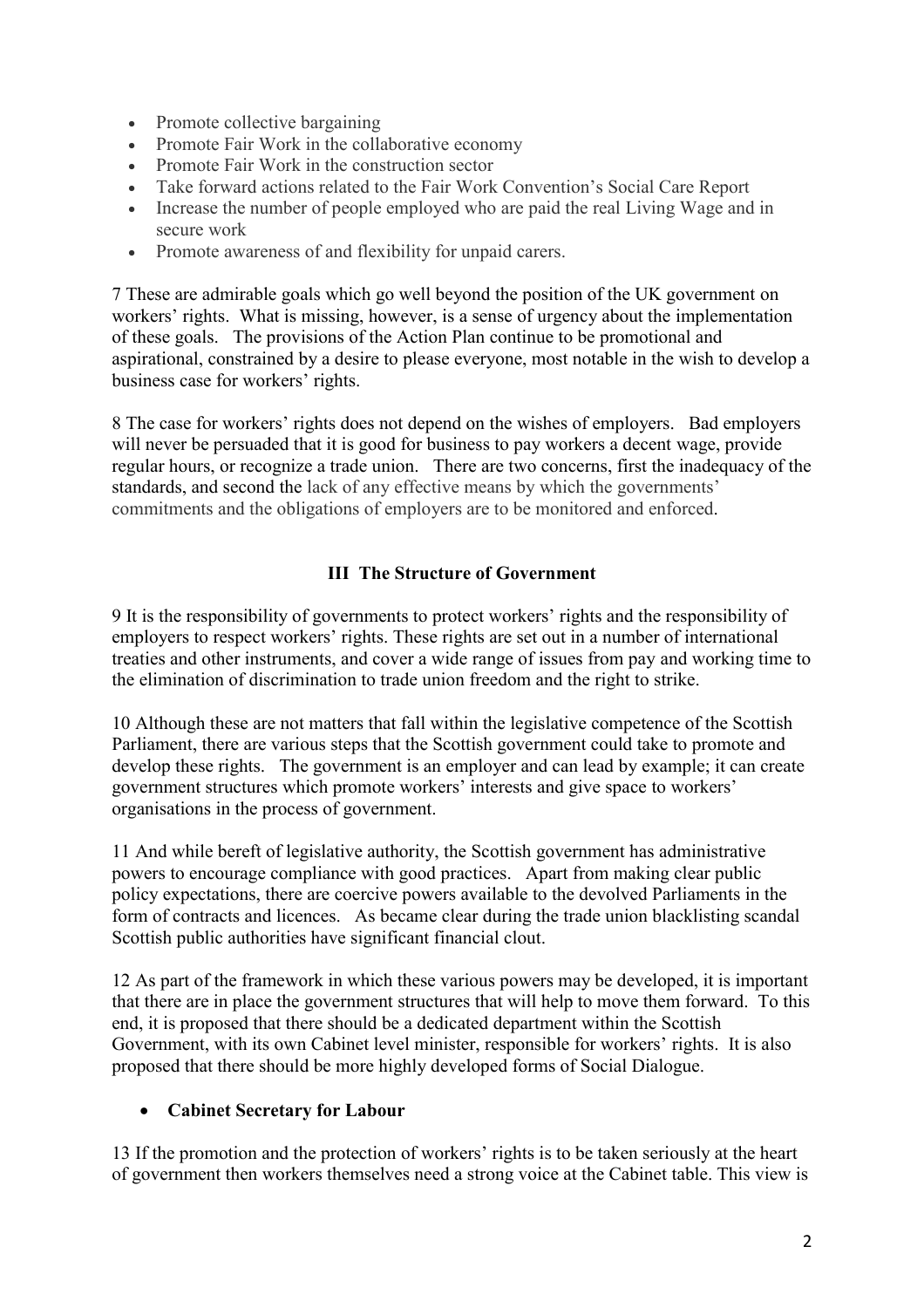- Promote collective bargaining
- Promote Fair Work in the collaborative economy
- Promote Fair Work in the construction sector
- Take forward actions related to the Fair Work Convention's Social Care Report
- Increase the number of people employed who are paid the real Living Wage and in secure work
- Promote awareness of and flexibility for unpaid carers.

7 These are admirable goals which go well beyond the position of the UK government on workers' rights. What is missing, however, is a sense of urgency about the implementation of these goals. The provisions of the Action Plan continue to be promotional and aspirational, constrained by a desire to please everyone, most notable in the wish to develop a business case for workers' rights.

8 The case for workers' rights does not depend on the wishes of employers. Bad employers will never be persuaded that it is good for business to pay workers a decent wage, provide regular hours, or recognize a trade union. There are two concerns, first the inadequacy of the standards, and second the lack of any effective means by which the governments' commitments and the obligations of employers are to be monitored and enforced.

## III The Structure of Government

9 It is the responsibility of governments to protect workers' rights and the responsibility of employers to respect workers' rights. These rights are set out in a number of international treaties and other instruments, and cover a wide range of issues from pay and working time to the elimination of discrimination to trade union freedom and the right to strike.

10 Although these are not matters that fall within the legislative competence of the Scottish Parliament, there are various steps that the Scottish government could take to promote and develop these rights. The government is an employer and can lead by example; it can create government structures which promote workers' interests and give space to workers' organisations in the process of government.

11 And while bereft of legislative authority, the Scottish government has administrative powers to encourage compliance with good practices. Apart from making clear public policy expectations, there are coercive powers available to the devolved Parliaments in the form of contracts and licences. As became clear during the trade union blacklisting scandal Scottish public authorities have significant financial clout.

12 As part of the framework in which these various powers may be developed, it is important that there are in place the government structures that will help to move them forward. To this end, it is proposed that there should be a dedicated department within the Scottish Government, with its own Cabinet level minister, responsible for workers' rights. It is also proposed that there should be more highly developed forms of Social Dialogue.

- **Cabinet Secretary for Labour**

13 If the promotion and the protection of workers' rights is to be taken seriously at the heart of government then workers themselves need a strong voice at the Cabinet table. This view is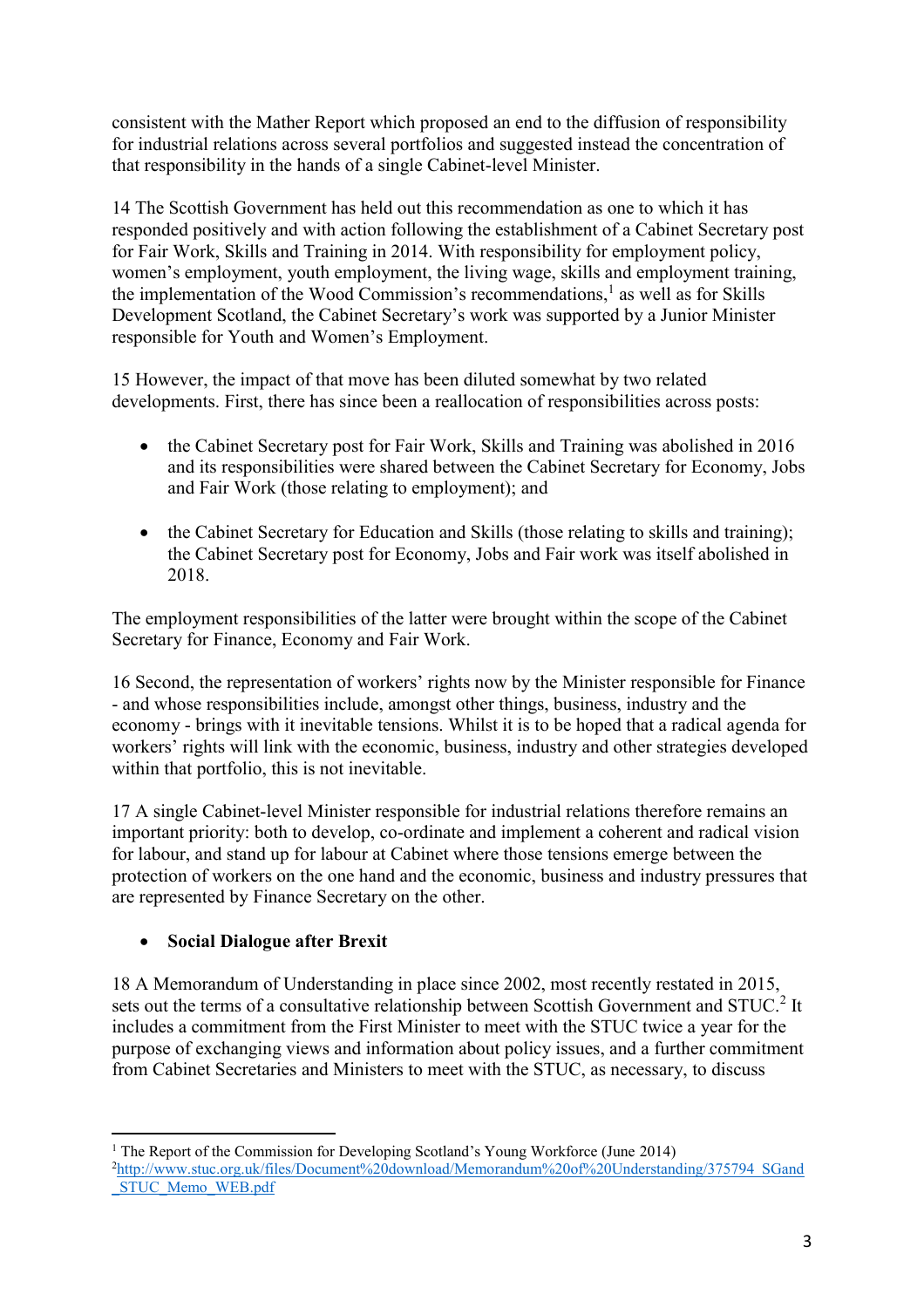consistent with the Mather Report which proposed an end to the diffusion of responsibility for industrial relations across several portfolios and suggested instead the concentration of that responsibility in the hands of a single Cabinet-level Minister.

14 The Scottish Government has held out this recommendation as one to which it has responded positively and with action following the establishment of a Cabinet Secretary post for Fair Work, Skills and Training in 2014. With responsibility for employment policy, women's employment, youth employment, the living wage, skills and employment training, the implementation of the Wood Commission's recommendations,[1] as well as for Skills Development Scotland, the Cabinet Secretary's work was supported by a Junior Minister responsible for Youth and Women's Employment.

15 However, the impact of that move has been diluted somewhat by two related developments. First, there has since been a reallocation of responsibilities across posts:

- the Cabinet Secretary post for Fair Work, Skills and Training was abolished in 2016 and its responsibilities were shared between the Cabinet Secretary for Economy, Jobs and Fair Work (those relating to employment); and
- the Cabinet Secretary for Education and Skills (those relating to skills and training); the Cabinet Secretary post for Economy, Jobs and Fair work was itself abolished in 2018.

The employment responsibilities of the latter were brought within the scope of the Cabinet Secretary for Finance, Economy and Fair Work.

16 Second, the representation of workers' rights now by the Minister responsible for Finance - and whose responsibilities include, amongst other things, business, industry and the economy - brings with it inevitable tensions. Whilst it is to be hoped that a radical agenda for workers' rights will link with the economic, business, industry and other strategies developed within that portfolio, this is not inevitable.

17 A single Cabinet-level Minister responsible for industrial relations therefore remains an important priority: both to develop, co-ordinate and implement a coherent and radical vision for labour, and stand up for labour at Cabinet where those tensions emerge between the protection of workers on the one hand and the economic, business and industry pressures that are represented by Finance Secretary on the other.

- **Social Dialogue after Brexit**

18 A Memorandum of Understanding in place since 2002, most recently restated in 2015, sets out the terms of a consultative relationship between Scottish Government and STUC.[2] It includes a commitment from the First Minister to meet with the STUC twice a year for the purpose of exchanging views and information about policy issues, and a further commitment from Cabinet Secretaries and Ministers to meet with the STUC, as necessary, to discuss

[1] The Report of the Commission for Developing Scotland's Young Workforce (June 2014)

[2] http://www.stuc.org.uk/files/Document%20download/Memorandum%20of%20Understanding/375794_SGand_STUC_Memo_WEB.pdf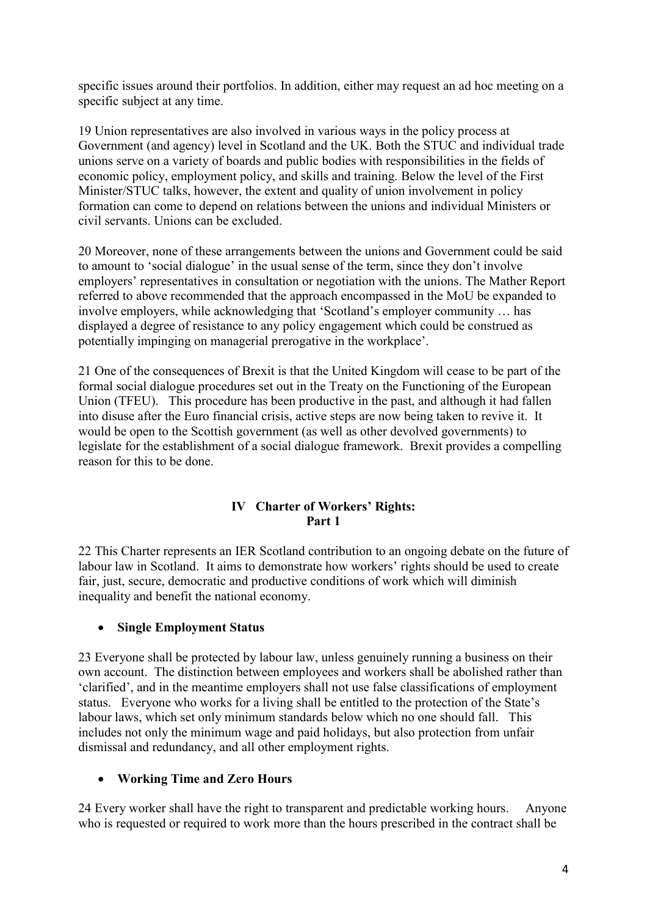specific issues around their portfolios. In addition, either may request an ad hoc meeting on a specific subject at any time.

19 Union representatives are also involved in various ways in the policy process at Government (and agency) level in Scotland and the UK. Both the STUC and individual trade unions serve on a variety of boards and public bodies with responsibilities in the fields of economic policy, employment policy, and skills and training. Below the level of the First Minister/STUC talks, however, the extent and quality of union involvement in policy formation can come to depend on relations between the unions and individual Ministers or civil servants. Unions can be excluded.

20 Moreover, none of these arrangements between the unions and Government could be said to amount to 'social dialogue' in the usual sense of the term, since they don't involve employers' representatives in consultation or negotiation with the unions. The Mather Report referred to above recommended that the approach encompassed in the MoU be expanded to involve employers, while acknowledging that 'Scotland's employer community … has displayed a degree of resistance to any policy engagement which could be construed as potentially impinging on managerial prerogative in the workplace'.

21 One of the consequences of Brexit is that the United Kingdom will cease to be part of the formal social dialogue procedures set out in the Treaty on the Functioning of the European Union (TFEU). This procedure has been productive in the past, and although it had fallen into disuse after the Euro financial crisis, active steps are now being taken to revive it. It would be open to the Scottish government (as well as other devolved governments) to legislate for the establishment of a social dialogue framework. Brexit provides a compelling reason for this to be done.

## IV Charter of Workers' Rights: Part 1

22 This Charter represents an IER Scotland contribution to an ongoing debate on the future of labour law in Scotland. It aims to demonstrate how workers' rights should be used to create fair, just, secure, democratic and productive conditions of work which will diminish inequality and benefit the national economy.

- **Single Employment Status**

23 Everyone shall be protected by labour law, unless genuinely running a business on their own account. The distinction between employees and workers shall be abolished rather than 'clarified', and in the meantime employers shall not use false classifications of employment status. Everyone who works for a living shall be entitled to the protection of the State's labour laws, which set only minimum standards below which no one should fall. This includes not only the minimum wage and paid holidays, but also protection from unfair dismissal and redundancy, and all other employment rights.

- **Working Time and Zero Hours**

24 Every worker shall have the right to transparent and predictable working hours. Anyone who is requested or required to work more than the hours prescribed in the contract shall be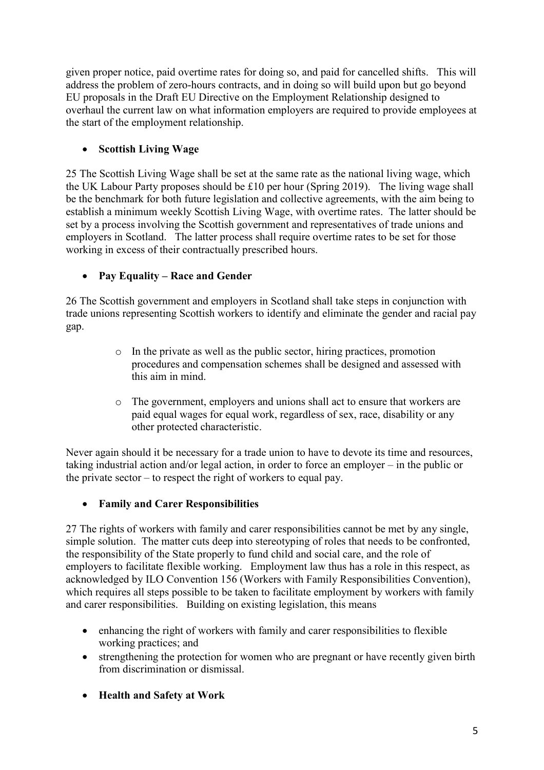given proper notice, paid overtime rates for doing so, and paid for cancelled shifts. This will address the problem of zero-hours contracts, and in doing so will build upon but go beyond EU proposals in the Draft EU Directive on the Employment Relationship designed to overhaul the current law on what information employers are required to provide employees at the start of the employment relationship.

- **Scottish Living Wage**

25 The Scottish Living Wage shall be set at the same rate as the national living wage, which the UK Labour Party proposes should be £10 per hour (Spring 2019). The living wage shall be the benchmark for both future legislation and collective agreements, with the aim being to establish a minimum weekly Scottish Living Wage, with overtime rates. The latter should be set by a process involving the Scottish government and representatives of trade unions and employers in Scotland. The latter process shall require overtime rates to be set for those working in excess of their contractually prescribed hours.

- **Pay Equality – Race and Gender**

26 The Scottish government and employers in Scotland shall take steps in conjunction with trade unions representing Scottish workers to identify and eliminate the gender and racial pay gap.

  - In the private as well as the public sector, hiring practices, promotion procedures and compensation schemes shall be designed and assessed with this aim in mind.
  - The government, employers and unions shall act to ensure that workers are paid equal wages for equal work, regardless of sex, race, disability or any other protected characteristic.

Never again should it be necessary for a trade union to have to devote its time and resources, taking industrial action and/or legal action, in order to force an employer – in the public or the private sector – to respect the right of workers to equal pay.

- **Family and Carer Responsibilities**

27 The rights of workers with family and carer responsibilities cannot be met by any single, simple solution. The matter cuts deep into stereotyping of roles that needs to be confronted, the responsibility of the State properly to fund child and social care, and the role of employers to facilitate flexible working. Employment law thus has a role in this respect, as acknowledged by ILO Convention 156 (Workers with Family Responsibilities Convention), which requires all steps possible to be taken to facilitate employment by workers with family and carer responsibilities. Building on existing legislation, this means

- enhancing the right of workers with family and carer responsibilities to flexible working practices; and
- strengthening the protection for women who are pregnant or have recently given birth from discrimination or dismissal.

- **Health and Safety at Work**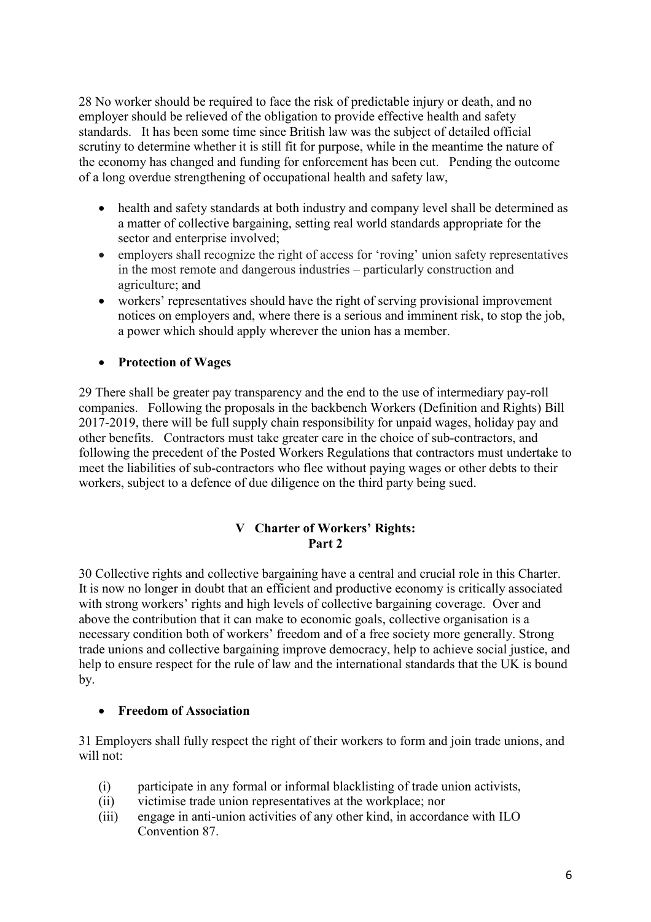28 No worker should be required to face the risk of predictable injury or death, and no employer should be relieved of the obligation to provide effective health and safety standards. It has been some time since British law was the subject of detailed official scrutiny to determine whether it is still fit for purpose, while in the meantime the nature of the economy has changed and funding for enforcement has been cut. Pending the outcome of a long overdue strengthening of occupational health and safety law,

- health and safety standards at both industry and company level shall be determined as a matter of collective bargaining, setting real world standards appropriate for the sector and enterprise involved;
- employers shall recognize the right of access for 'roving' union safety representatives in the most remote and dangerous industries – particularly construction and agriculture; and
- workers' representatives should have the right of serving provisional improvement notices on employers and, where there is a serious and imminent risk, to stop the job, a power which should apply wherever the union has a member.

- **Protection of Wages**

29 There shall be greater pay transparency and the end to the use of intermediary pay-roll companies. Following the proposals in the backbench Workers (Definition and Rights) Bill 2017-2019, there will be full supply chain responsibility for unpaid wages, holiday pay and other benefits. Contractors must take greater care in the choice of sub-contractors, and following the precedent of the Posted Workers Regulations that contractors must undertake to meet the liabilities of sub-contractors who flee without paying wages or other debts to their workers, subject to a defence of due diligence on the third party being sued.

## V Charter of Workers' Rights: Part 2

30 Collective rights and collective bargaining have a central and crucial role in this Charter. It is now no longer in doubt that an efficient and productive economy is critically associated with strong workers' rights and high levels of collective bargaining coverage. Over and above the contribution that it can make to economic goals, collective organisation is a necessary condition both of workers' freedom and of a free society more generally. Strong trade unions and collective bargaining improve democracy, help to achieve social justice, and help to ensure respect for the rule of law and the international standards that the UK is bound by.

- **Freedom of Association**

31 Employers shall fully respect the right of their workers to form and join trade unions, and will not:

(i) participate in any formal or informal blacklisting of trade union activists,
(ii) victimise trade union representatives at the workplace; nor
(iii) engage in anti-union activities of any other kind, in accordance with ILO Convention 87.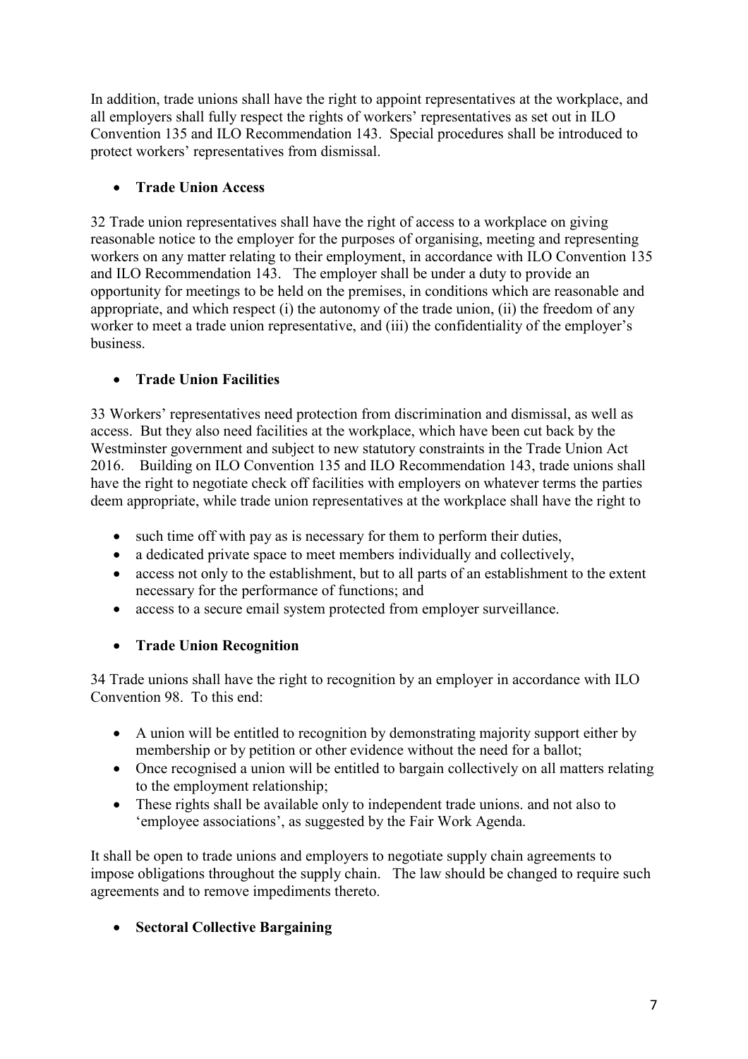In addition, trade unions shall have the right to appoint representatives at the workplace, and all employers shall fully respect the rights of workers' representatives as set out in ILO Convention 135 and ILO Recommendation 143. Special procedures shall be introduced to protect workers' representatives from dismissal.

- **Trade Union Access**

32 Trade union representatives shall have the right of access to a workplace on giving reasonable notice to the employer for the purposes of organising, meeting and representing workers on any matter relating to their employment, in accordance with ILO Convention 135 and ILO Recommendation 143. The employer shall be under a duty to provide an opportunity for meetings to be held on the premises, in conditions which are reasonable and appropriate, and which respect (i) the autonomy of the trade union, (ii) the freedom of any worker to meet a trade union representative, and (iii) the confidentiality of the employer's business.

- **Trade Union Facilities**

33 Workers' representatives need protection from discrimination and dismissal, as well as access. But they also need facilities at the workplace, which have been cut back by the Westminster government and subject to new statutory constraints in the Trade Union Act 2016. Building on ILO Convention 135 and ILO Recommendation 143, trade unions shall have the right to negotiate check off facilities with employers on whatever terms the parties deem appropriate, while trade union representatives at the workplace shall have the right to

- such time off with pay as is necessary for them to perform their duties,
- a dedicated private space to meet members individually and collectively,
- access not only to the establishment, but to all parts of an establishment to the extent necessary for the performance of functions; and
- access to a secure email system protected from employer surveillance.

- **Trade Union Recognition**

34 Trade unions shall have the right to recognition by an employer in accordance with ILO Convention 98. To this end:

- A union will be entitled to recognition by demonstrating majority support either by membership or by petition or other evidence without the need for a ballot;
- Once recognised a union will be entitled to bargain collectively on all matters relating to the employment relationship;
- These rights shall be available only to independent trade unions. and not also to 'employee associations', as suggested by the Fair Work Agenda.

It shall be open to trade unions and employers to negotiate supply chain agreements to impose obligations throughout the supply chain. The law should be changed to require such agreements and to remove impediments thereto.

- **Sectoral Collective Bargaining**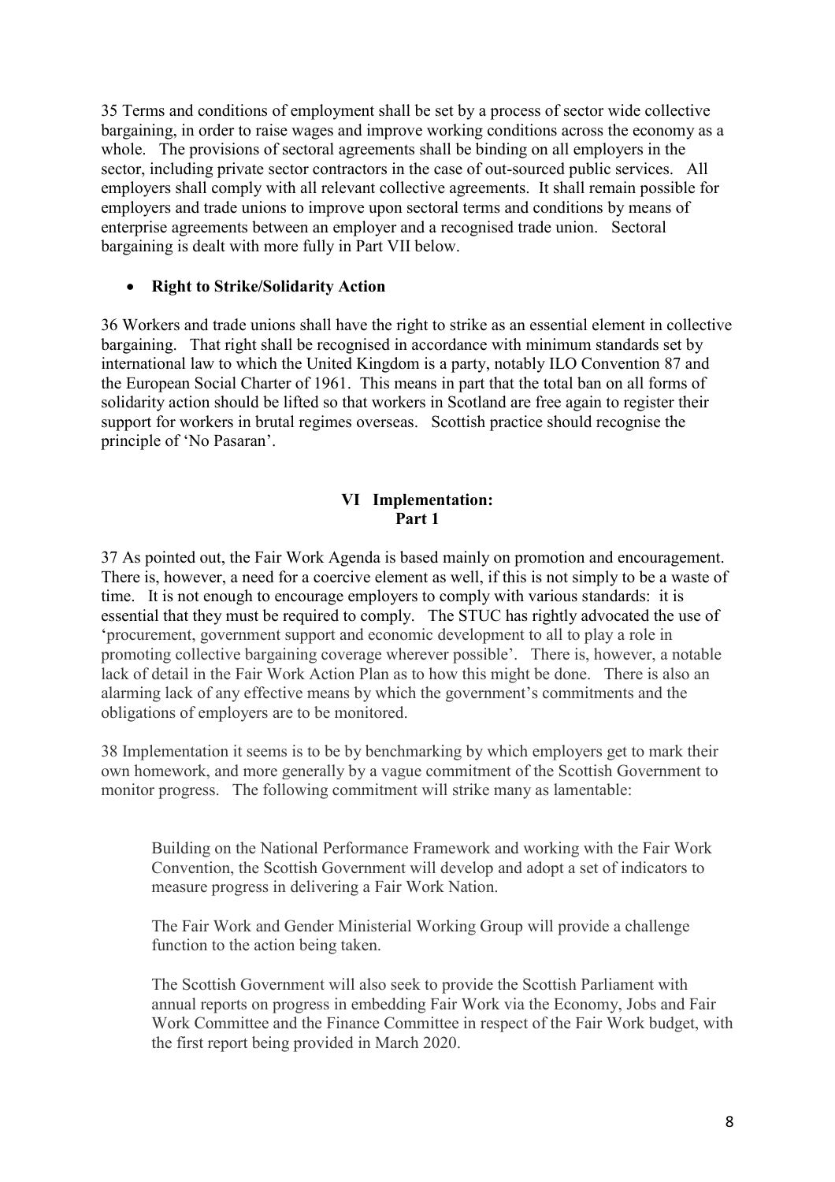35 Terms and conditions of employment shall be set by a process of sector wide collective bargaining, in order to raise wages and improve working conditions across the economy as a whole. The provisions of sectoral agreements shall be binding on all employers in the sector, including private sector contractors in the case of out-sourced public services. All employers shall comply with all relevant collective agreements. It shall remain possible for employers and trade unions to improve upon sectoral terms and conditions by means of enterprise agreements between an employer and a recognised trade union. Sectoral bargaining is dealt with more fully in Part VII below.

- **Right to Strike/Solidarity Action**

36 Workers and trade unions shall have the right to strike as an essential element in collective bargaining. That right shall be recognised in accordance with minimum standards set by international law to which the United Kingdom is a party, notably ILO Convention 87 and the European Social Charter of 1961. This means in part that the total ban on all forms of solidarity action should be lifted so that workers in Scotland are free again to register their support for workers in brutal regimes overseas. Scottish practice should recognise the principle of 'No Pasaran'.

## VI Implementation: Part 1

37 As pointed out, the Fair Work Agenda is based mainly on promotion and encouragement. There is, however, a need for a coercive element as well, if this is not simply to be a waste of time. It is not enough to encourage employers to comply with various standards: it is essential that they must be required to comply. The STUC has rightly advocated the use of 'procurement, government support and economic development to all to play a role in promoting collective bargaining coverage wherever possible'. There is, however, a notable lack of detail in the Fair Work Action Plan as to how this might be done. There is also an alarming lack of any effective means by which the government's commitments and the obligations of employers are to be monitored.

38 Implementation it seems is to be by benchmarking by which employers get to mark their own homework, and more generally by a vague commitment of the Scottish Government to monitor progress. The following commitment will strike many as lamentable:

> Building on the National Performance Framework and working with the Fair Work Convention, the Scottish Government will develop and adopt a set of indicators to measure progress in delivering a Fair Work Nation.
>
> The Fair Work and Gender Ministerial Working Group will provide a challenge function to the action being taken.
>
> The Scottish Government will also seek to provide the Scottish Parliament with annual reports on progress in embedding Fair Work via the Economy, Jobs and Fair Work Committee and the Finance Committee in respect of the Fair Work budget, with the first report being provided in March 2020.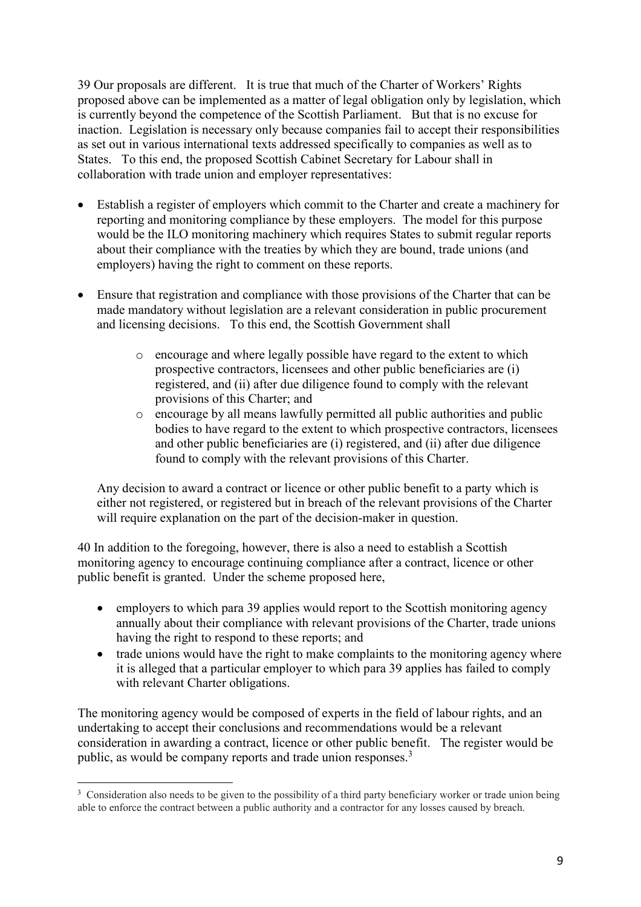39 Our proposals are different. It is true that much of the Charter of Workers' Rights proposed above can be implemented as a matter of legal obligation only by legislation, which is currently beyond the competence of the Scottish Parliament. But that is no excuse for inaction. Legislation is necessary only because companies fail to accept their responsibilities as set out in various international texts addressed specifically to companies as well as to States. To this end, the proposed Scottish Cabinet Secretary for Labour shall in collaboration with trade union and employer representatives:

- Establish a register of employers which commit to the Charter and create a machinery for reporting and monitoring compliance by these employers. The model for this purpose would be the ILO monitoring machinery which requires States to submit regular reports about their compliance with the treaties by which they are bound, trade unions (and employers) having the right to comment on these reports.

- Ensure that registration and compliance with those provisions of the Charter that can be made mandatory without legislation are a relevant consideration in public procurement and licensing decisions. To this end, the Scottish Government shall
    - encourage and where legally possible have regard to the extent to which prospective contractors, licensees and other public beneficiaries are (i) registered, and (ii) after due diligence found to comply with the relevant provisions of this Charter; and
    - encourage by all means lawfully permitted all public authorities and public bodies to have regard to the extent to which prospective contractors, licensees and other public beneficiaries are (i) registered, and (ii) after due diligence found to comply with the relevant provisions of this Charter.

  Any decision to award a contract or licence or other public benefit to a party which is either not registered, or registered but in breach of the relevant provisions of the Charter will require explanation on the part of the decision-maker in question.

40 In addition to the foregoing, however, there is also a need to establish a Scottish monitoring agency to encourage continuing compliance after a contract, licence or other public benefit is granted. Under the scheme proposed here,

- employers to which para 39 applies would report to the Scottish monitoring agency annually about their compliance with relevant provisions of the Charter, trade unions having the right to respond to these reports; and
- trade unions would have the right to make complaints to the monitoring agency where it is alleged that a particular employer to which para 39 applies has failed to comply with relevant Charter obligations.

The monitoring agency would be composed of experts in the field of labour rights, and an undertaking to accept their conclusions and recommendations would be a relevant consideration in awarding a contract, licence or other public benefit. The register would be public, as would be company reports and trade union responses.[3]

[3] Consideration also needs to be given to the possibility of a third party beneficiary worker or trade union being able to enforce the contract between a public authority and a contractor for any losses caused by breach.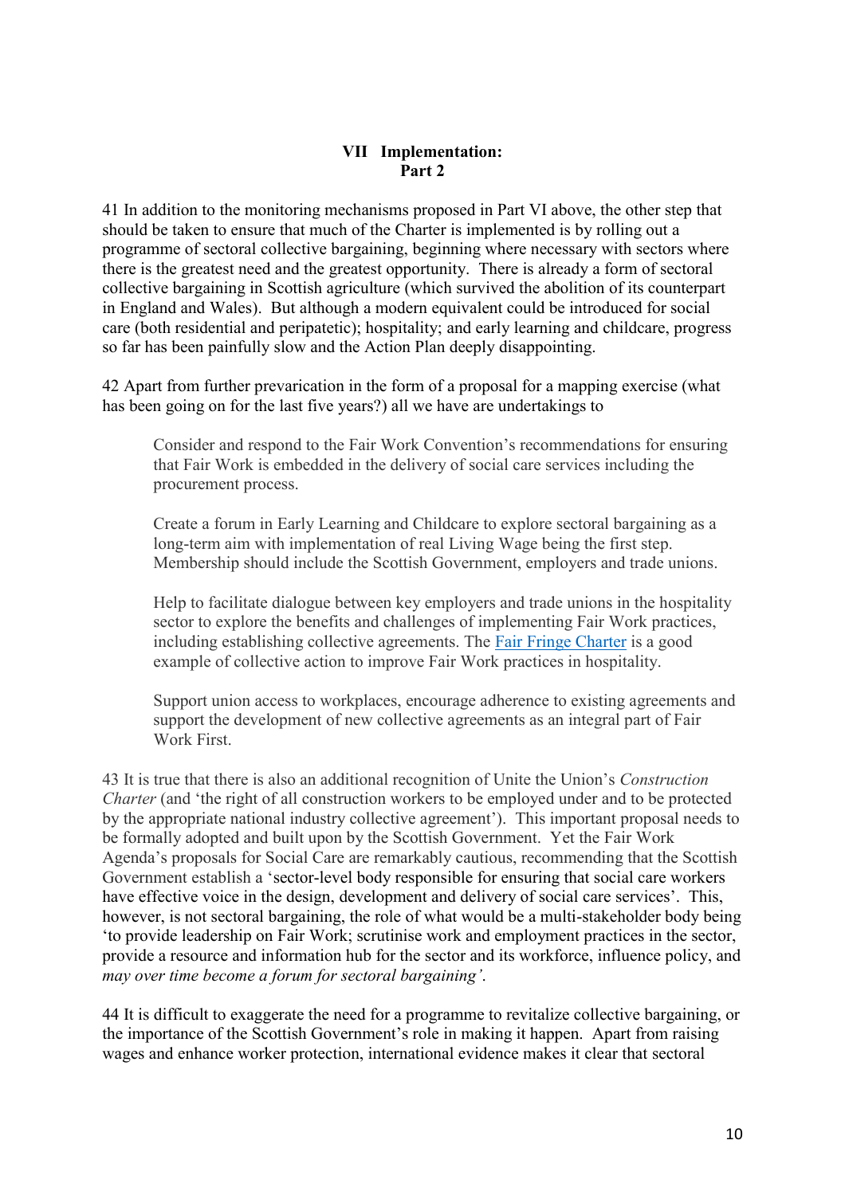## VII Implementation: Part 2

41 In addition to the monitoring mechanisms proposed in Part VI above, the other step that should be taken to ensure that much of the Charter is implemented is by rolling out a programme of sectoral collective bargaining, beginning where necessary with sectors where there is the greatest need and the greatest opportunity. There is already a form of sectoral collective bargaining in Scottish agriculture (which survived the abolition of its counterpart in England and Wales). But although a modern equivalent could be introduced for social care (both residential and peripatetic); hospitality; and early learning and childcare, progress so far has been painfully slow and the Action Plan deeply disappointing.

42 Apart from further prevarication in the form of a proposal for a mapping exercise (what has been going on for the last five years?) all we have are undertakings to

> Consider and respond to the Fair Work Convention's recommendations for ensuring that Fair Work is embedded in the delivery of social care services including the procurement process.
>
> Create a forum in Early Learning and Childcare to explore sectoral bargaining as a long-term aim with implementation of real Living Wage being the first step. Membership should include the Scottish Government, employers and trade unions.
>
> Help to facilitate dialogue between key employers and trade unions in the hospitality sector to explore the benefits and challenges of implementing Fair Work practices, including establishing collective agreements. The Fair Fringe Charter is a good example of collective action to improve Fair Work practices in hospitality.
>
> Support union access to workplaces, encourage adherence to existing agreements and support the development of new collective agreements as an integral part of Fair Work First.

43 It is true that there is also an additional recognition of Unite the Union's *Construction Charter* (and 'the right of all construction workers to be employed under and to be protected by the appropriate national industry collective agreement'). This important proposal needs to be formally adopted and built upon by the Scottish Government. Yet the Fair Work Agenda's proposals for Social Care are remarkably cautious, recommending that the Scottish Government establish a 'sector-level body responsible for ensuring that social care workers have effective voice in the design, development and delivery of social care services'. This, however, is not sectoral bargaining, the role of what would be a multi-stakeholder body being 'to provide leadership on Fair Work; scrutinise work and employment practices in the sector, provide a resource and information hub for the sector and its workforce, influence policy, and *may over time become a forum for sectoral bargaining'*.

44 It is difficult to exaggerate the need for a programme to revitalize collective bargaining, or the importance of the Scottish Government's role in making it happen. Apart from raising wages and enhance worker protection, international evidence makes it clear that sectoral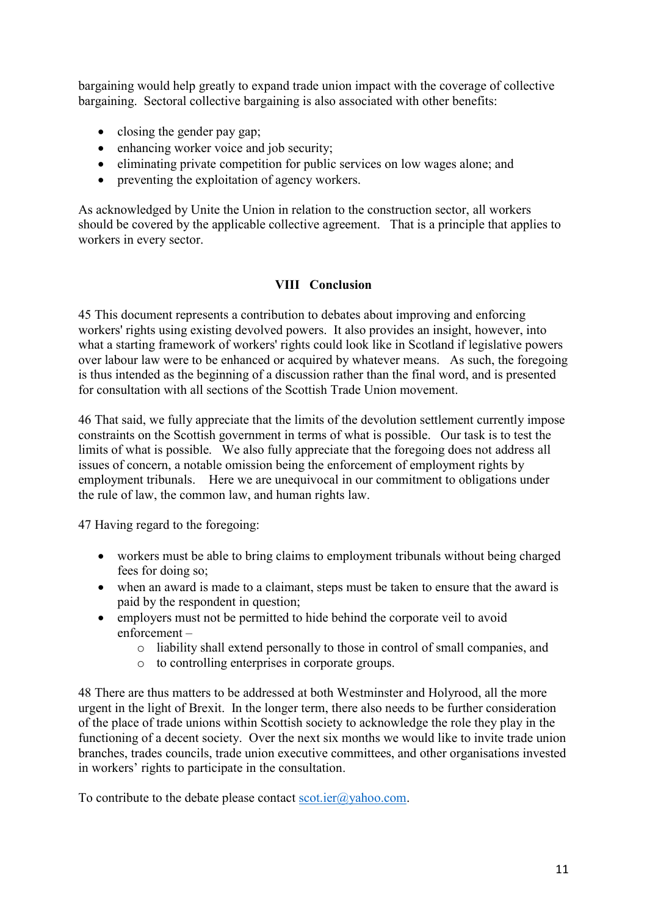bargaining would help greatly to expand trade union impact with the coverage of collective bargaining. Sectoral collective bargaining is also associated with other benefits:

- closing the gender pay gap;
- enhancing worker voice and job security;
- eliminating private competition for public services on low wages alone; and
- preventing the exploitation of agency workers.

As acknowledged by Unite the Union in relation to the construction sector, all workers should be covered by the applicable collective agreement. That is a principle that applies to workers in every sector.

## VIII Conclusion

45 This document represents a contribution to debates about improving and enforcing workers' rights using existing devolved powers. It also provides an insight, however, into what a starting framework of workers' rights could look like in Scotland if legislative powers over labour law were to be enhanced or acquired by whatever means. As such, the foregoing is thus intended as the beginning of a discussion rather than the final word, and is presented for consultation with all sections of the Scottish Trade Union movement.

46 That said, we fully appreciate that the limits of the devolution settlement currently impose constraints on the Scottish government in terms of what is possible. Our task is to test the limits of what is possible. We also fully appreciate that the foregoing does not address all issues of concern, a notable omission being the enforcement of employment rights by employment tribunals. Here we are unequivocal in our commitment to obligations under the rule of law, the common law, and human rights law.

47 Having regard to the foregoing:

- workers must be able to bring claims to employment tribunals without being charged fees for doing so;
- when an award is made to a claimant, steps must be taken to ensure that the award is paid by the respondent in question;
- employers must not be permitted to hide behind the corporate veil to avoid enforcement –
  - liability shall extend personally to those in control of small companies, and
  - to controlling enterprises in corporate groups.

48 There are thus matters to be addressed at both Westminster and Holyrood, all the more urgent in the light of Brexit. In the longer term, there also needs to be further consideration of the place of trade unions within Scottish society to acknowledge the role they play in the functioning of a decent society. Over the next six months we would like to invite trade union branches, trades councils, trade union executive committees, and other organisations invested in workers' rights to participate in the consultation.

To contribute to the debate please contact scot.ier@yahoo.com.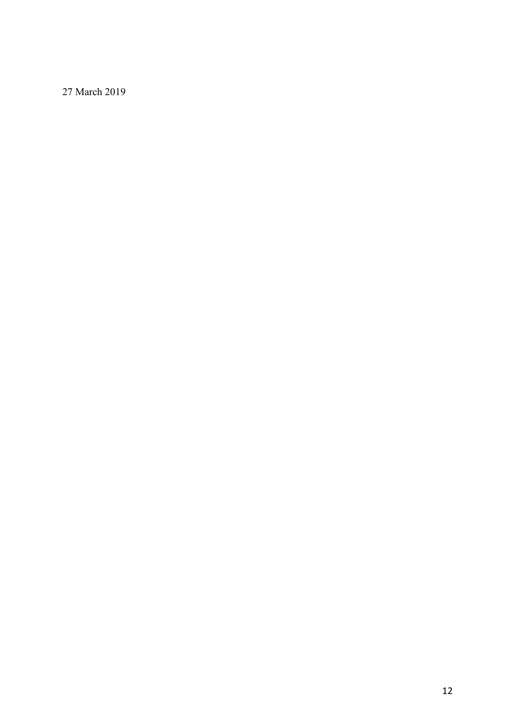27 March 2019